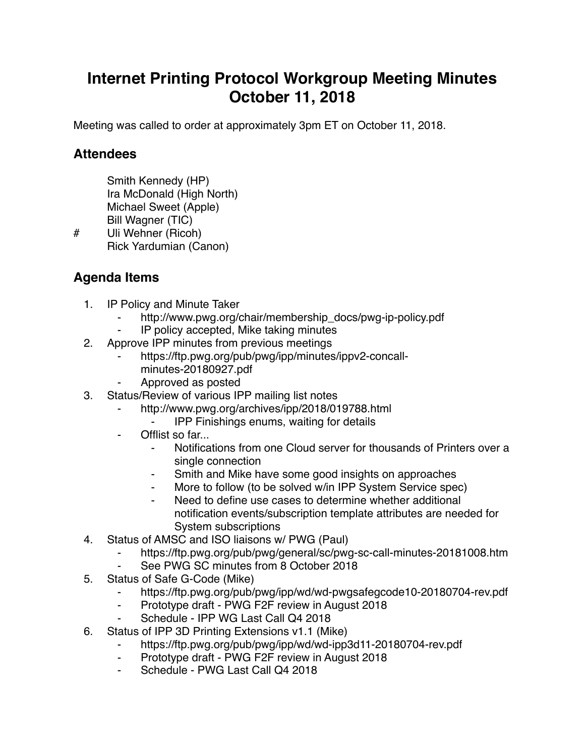# Internet Printing Protocol Workgroup Meeting Minutes October 11, 2018

Meeting was called to order at approximately 3pm ET on October 11, 2018.

## Attendees

Smith Kennedy (HP)
Ira McDonald (High North)
Michael Sweet (Apple)
Bill Wagner (TIC)
\# Uli Wehner (Ricoh)
Rick Yardumian (Canon)

## Agenda Items

1. IP Policy and Minute Taker
    - http://www.pwg.org/chair/membership_docs/pwg-ip-policy.pdf
    - IP policy accepted, Mike taking minutes
2. Approve IPP minutes from previous meetings
    - https://ftp.pwg.org/pub/pwg/ipp/minutes/ippv2-concall-minutes-20180927.pdf
    - Approved as posted
3. Status/Review of various IPP mailing list notes
    - http://www.pwg.org/archives/ipp/2018/019788.html
        - IPP Finishings enums, waiting for details
    - Offlist so far...
        - Notifications from one Cloud server for thousands of Printers over a single connection
        - Smith and Mike have some good insights on approaches
        - More to follow (to be solved w/in IPP System Service spec)
        - Need to define use cases to determine whether additional notification events/subscription template attributes are needed for System subscriptions
4. Status of AMSC and ISO liaisons w/ PWG (Paul)
    - https://ftp.pwg.org/pub/pwg/general/sc/pwg-sc-call-minutes-20181008.htm
    - See PWG SC minutes from 8 October 2018
5. Status of Safe G-Code (Mike)
    - https://ftp.pwg.org/pub/pwg/ipp/wd/wd-pwgsafegcode10-20180704-rev.pdf
    - Prototype draft - PWG F2F review in August 2018
    - Schedule - IPP WG Last Call Q4 2018
6. Status of IPP 3D Printing Extensions v1.1 (Mike)
    - https://ftp.pwg.org/pub/pwg/ipp/wd/wd-ipp3d11-20180704-rev.pdf
    - Prototype draft - PWG F2F review in August 2018
    - Schedule - PWG Last Call Q4 2018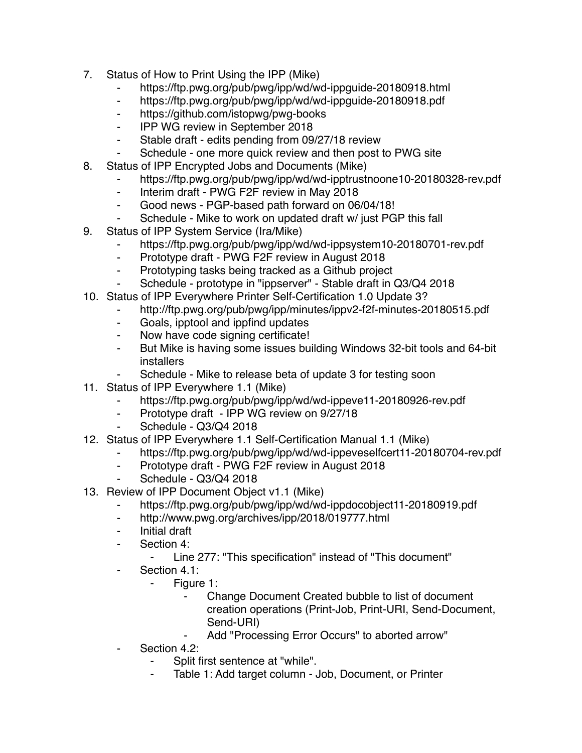7. Status of How to Print Using the IPP (Mike)
    - https://ftp.pwg.org/pub/pwg/ipp/wd/wd-ippguide-20180918.html
    - https://ftp.pwg.org/pub/pwg/ipp/wd/wd-ippguide-20180918.pdf
    - https://github.com/istopwg/pwg-books
    - IPP WG review in September 2018
    - Stable draft - edits pending from 09/27/18 review
    - Schedule - one more quick review and then post to PWG site
8. Status of IPP Encrypted Jobs and Documents (Mike)
    - https://ftp.pwg.org/pub/pwg/ipp/wd/wd-ipptrustnoone10-20180328-rev.pdf
    - Interim draft - PWG F2F review in May 2018
    - Good news - PGP-based path forward on 06/04/18!
    - Schedule - Mike to work on updated draft w/ just PGP this fall
9. Status of IPP System Service (Ira/Mike)
    - https://ftp.pwg.org/pub/pwg/ipp/wd/wd-ippsystem10-20180701-rev.pdf
    - Prototype draft - PWG F2F review in August 2018
    - Prototyping tasks being tracked as a Github project
    - Schedule - prototype in "ippserver" - Stable draft in Q3/Q4 2018
10. Status of IPP Everywhere Printer Self-Certification 1.0 Update 3?
    - http://ftp.pwg.org/pub/pwg/ipp/minutes/ippv2-f2f-minutes-20180515.pdf
    - Goals, ipptool and ippfind updates
    - Now have code signing certificate!
    - But Mike is having some issues building Windows 32-bit tools and 64-bit installers
    - Schedule - Mike to release beta of update 3 for testing soon
11. Status of IPP Everywhere 1.1 (Mike)
    - https://ftp.pwg.org/pub/pwg/ipp/wd/wd-ippeve11-20180926-rev.pdf
    - Prototype draft - IPP WG review on 9/27/18
    - Schedule - Q3/Q4 2018
12. Status of IPP Everywhere 1.1 Self-Certification Manual 1.1 (Mike)
    - https://ftp.pwg.org/pub/pwg/ipp/wd/wd-ippeveselfcert11-20180704-rev.pdf
    - Prototype draft - PWG F2F review in August 2018
    - Schedule - Q3/Q4 2018
13. Review of IPP Document Object v1.1 (Mike)
    - https://ftp.pwg.org/pub/pwg/ipp/wd/wd-ippdocobject11-20180919.pdf
    - http://www.pwg.org/archives/ipp/2018/019777.html
    - Initial draft
    - Section 4:
        - Line 277: "This specification" instead of "This document"
    - Section 4.1:
        - Figure 1:
            - Change Document Created bubble to list of document creation operations (Print-Job, Print-URI, Send-Document, Send-URI)
            - Add "Processing Error Occurs" to aborted arrow"
    - Section 4.2:
        - Split first sentence at "while".
        - Table 1: Add target column - Job, Document, or Printer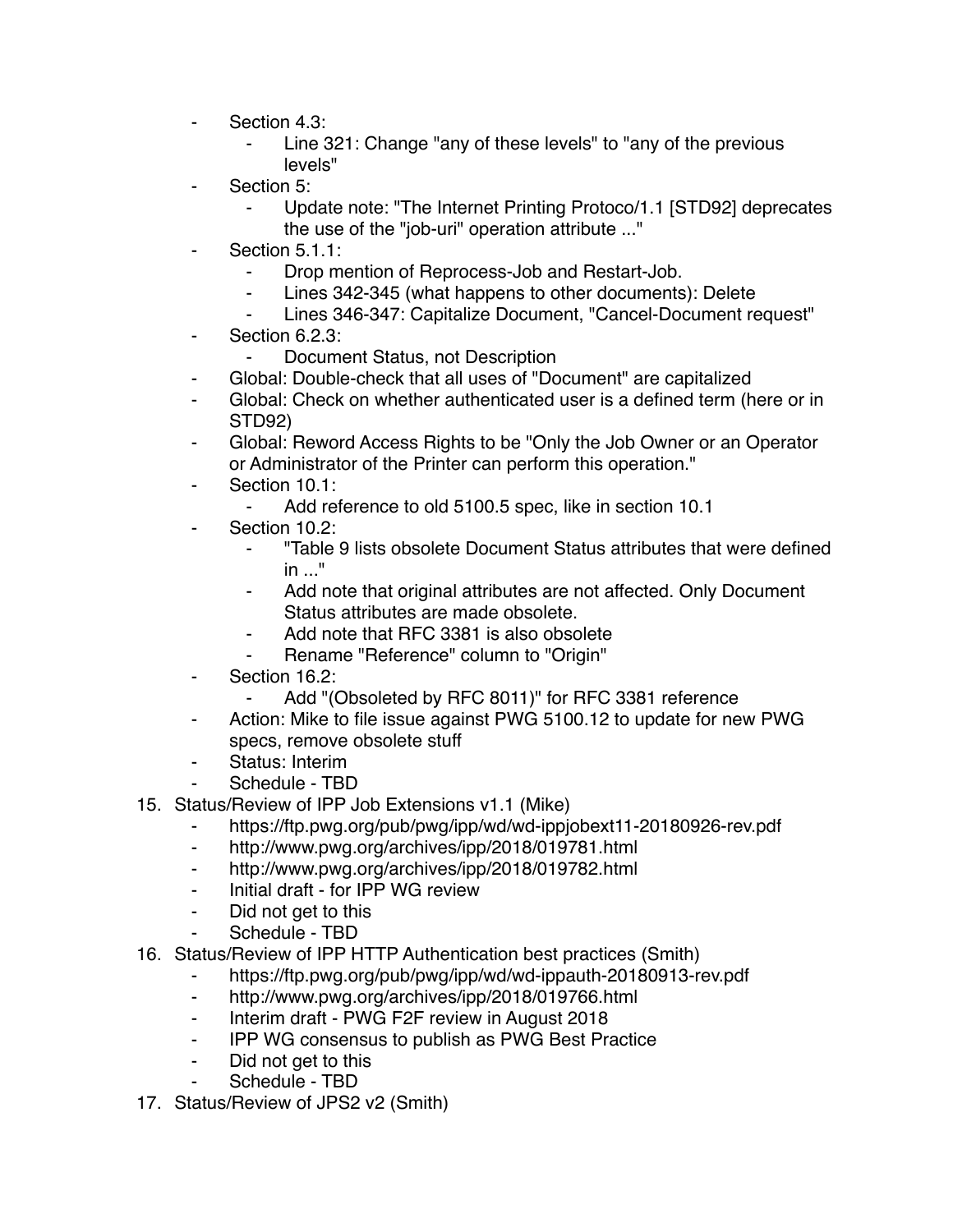- Section 4.3:
    - Line 321: Change "any of these levels" to "any of the previous levels"
- Section 5:
    - Update note: "The Internet Printing Protoco/1.1 [STD92] deprecates the use of the "job-uri" operation attribute ..."
- Section 5.1.1:
    - Drop mention of Reprocess-Job and Restart-Job.
    - Lines 342-345 (what happens to other documents): Delete
    - Lines 346-347: Capitalize Document, "Cancel-Document request"
- Section 6.2.3:
    - Document Status, not Description
- Global: Double-check that all uses of "Document" are capitalized
- Global: Check on whether authenticated user is a defined term (here or in STD92)
- Global: Reword Access Rights to be "Only the Job Owner or an Operator or Administrator of the Printer can perform this operation."
- Section 10.1:
    - Add reference to old 5100.5 spec, like in section 10.1
- Section 10.2:
    - "Table 9 lists obsolete Document Status attributes that were defined in ..."
    - Add note that original attributes are not affected. Only Document Status attributes are made obsolete.
    - Add note that RFC 3381 is also obsolete
    - Rename "Reference" column to "Origin"
- Section 16.2:
    - Add "(Obsoleted by RFC 8011)" for RFC 3381 reference
- Action: Mike to file issue against PWG 5100.12 to update for new PWG specs, remove obsolete stuff
- Status: Interim
- Schedule - TBD

15. Status/Review of IPP Job Extensions v1.1 (Mike)
    - https://ftp.pwg.org/pub/pwg/ipp/wd/wd-ippjobext11-20180926-rev.pdf
    - http://www.pwg.org/archives/ipp/2018/019781.html
    - http://www.pwg.org/archives/ipp/2018/019782.html
    - Initial draft - for IPP WG review
    - Did not get to this
    - Schedule - TBD
16. Status/Review of IPP HTTP Authentication best practices (Smith)
    - https://ftp.pwg.org/pub/pwg/ipp/wd/wd-ippauth-20180913-rev.pdf
    - http://www.pwg.org/archives/ipp/2018/019766.html
    - Interim draft - PWG F2F review in August 2018
    - IPP WG consensus to publish as PWG Best Practice
    - Did not get to this
    - Schedule - TBD
17. Status/Review of JPS2 v2 (Smith)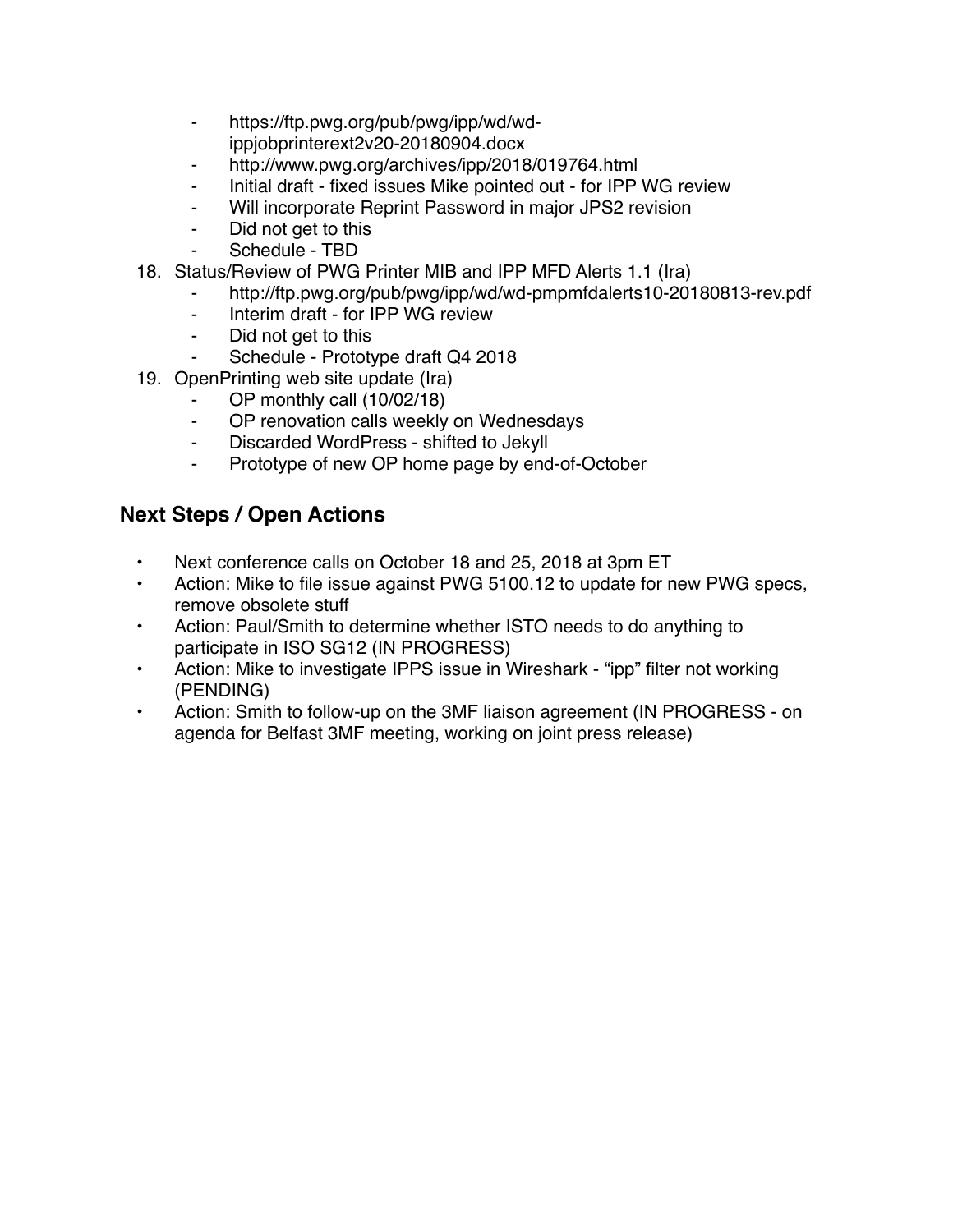- https://ftp.pwg.org/pub/pwg/ipp/wd/wd-ippjobprinterext2v20-20180904.docx
- http://www.pwg.org/archives/ipp/2018/019764.html
- Initial draft - fixed issues Mike pointed out - for IPP WG review
- Will incorporate Reprint Password in major JPS2 revision
- Did not get to this
- Schedule - TBD

18. Status/Review of PWG Printer MIB and IPP MFD Alerts 1.1 (Ira)
    - http://ftp.pwg.org/pub/pwg/ipp/wd/wd-pmpmfdalerts10-20180813-rev.pdf
    - Interim draft - for IPP WG review
    - Did not get to this
    - Schedule - Prototype draft Q4 2018
19. OpenPrinting web site update (Ira)
    - OP monthly call (10/02/18)
    - OP renovation calls weekly on Wednesdays
    - Discarded WordPress - shifted to Jekyll
    - Prototype of new OP home page by end-of-October

## Next Steps / Open Actions

- Next conference calls on October 18 and 25, 2018 at 3pm ET
- Action: Mike to file issue against PWG 5100.12 to update for new PWG specs, remove obsolete stuff
- Action: Paul/Smith to determine whether ISTO needs to do anything to participate in ISO SG12 (IN PROGRESS)
- Action: Mike to investigate IPPS issue in Wireshark - “ipp” filter not working (PENDING)
- Action: Smith to follow-up on the 3MF liaison agreement (IN PROGRESS - on agenda for Belfast 3MF meeting, working on joint press release)